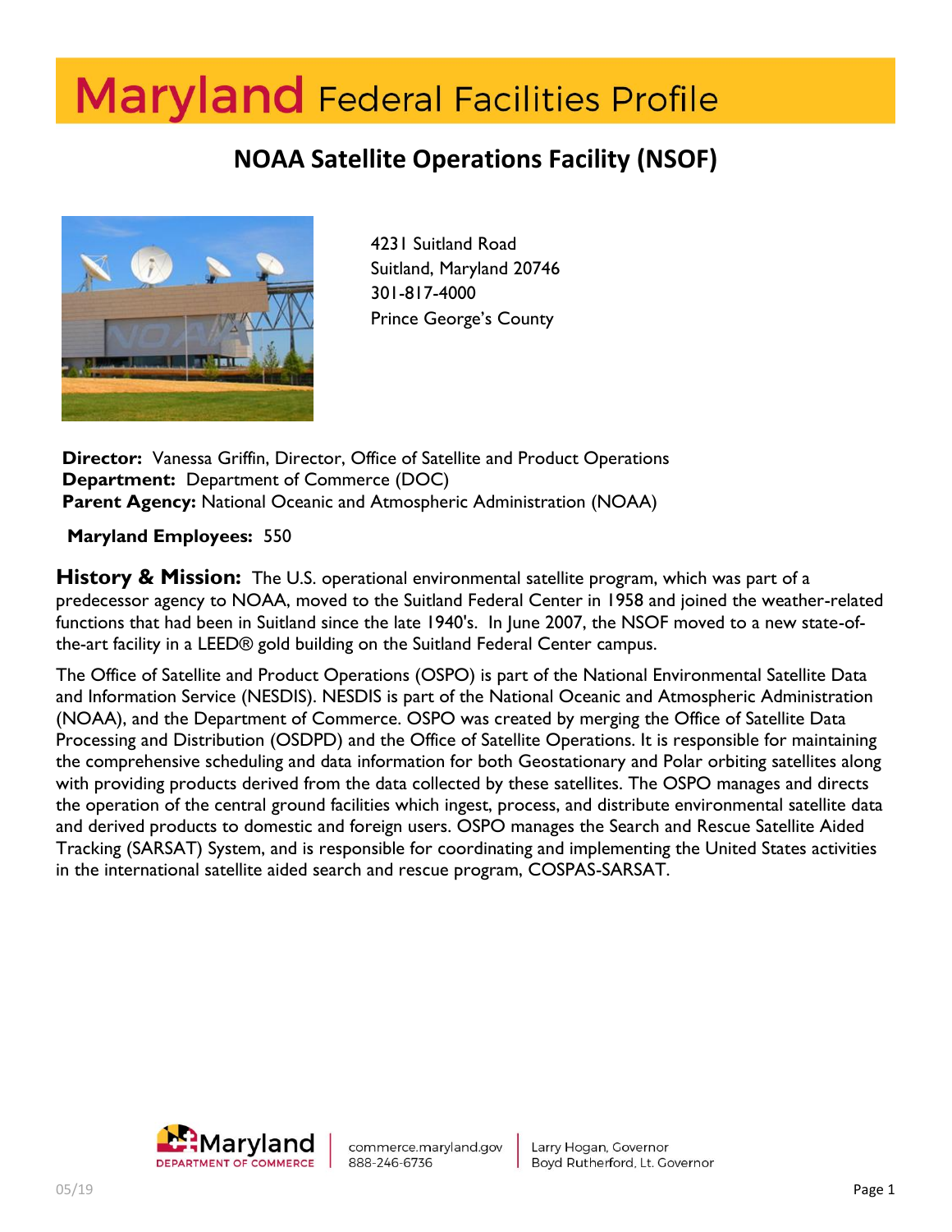# Maryland Federal Facilities Profile

## NOAA Satellite Operations Facility (NSOF)

4231 Suitland Road
Suitland, Maryland 20746
301-817-4000
Prince George's County

**Director:** Vanessa Griffin, Director, Office of Satellite and Product Operations
**Department:** Department of Commerce (DOC)
**Parent Agency:** National Oceanic and Atmospheric Administration (NOAA)

**Maryland Employees:** 550

**History & Mission:** The U.S. operational environmental satellite program, which was part of a predecessor agency to NOAA, moved to the Suitland Federal Center in 1958 and joined the weather-related functions that had been in Suitland since the late 1940's. In June 2007, the NSOF moved to a new state-of-the-art facility in a LEED® gold building on the Suitland Federal Center campus.

The Office of Satellite and Product Operations (OSPO) is part of the National Environmental Satellite Data and Information Service (NESDIS). NESDIS is part of the National Oceanic and Atmospheric Administration (NOAA), and the Department of Commerce. OSPO was created by merging the Office of Satellite Data Processing and Distribution (OSDPD) and the Office of Satellite Operations. It is responsible for maintaining the comprehensive scheduling and data information for both Geostationary and Polar orbiting satellites along with providing products derived from the data collected by these satellites. The OSPO manages and directs the operation of the central ground facilities which ingest, process, and distribute environmental satellite data and derived products to domestic and foreign users. OSPO manages the Search and Rescue Satellite Aided Tracking (SARSAT) System, and is responsible for coordinating and implementing the United States activities in the international satellite aided search and rescue program, COSPAS-SARSAT.

Maryland Department of Commerce | commerce.maryland.gov 888-246-6736 | Larry Hogan, Governor Boyd Rutherford, Lt. Governor

05/19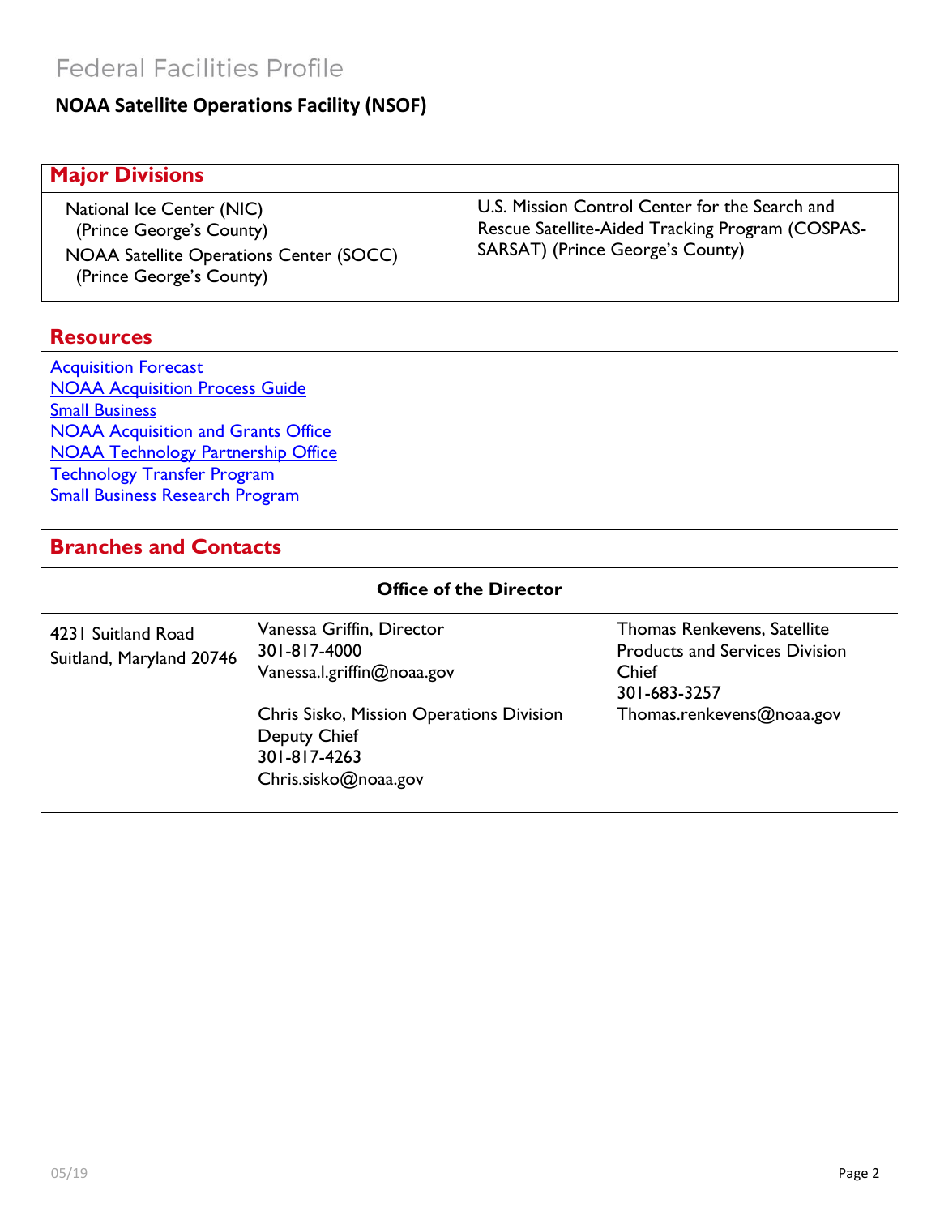# Federal Facilities Profile

## NOAA Satellite Operations Facility (NSOF)

### Major Divisions

National Ice Center (NIC) (Prince George's County)

NOAA Satellite Operations Center (SOCC) (Prince George's County)

U.S. Mission Control Center for the Search and Rescue Satellite-Aided Tracking Program (COSPAS-SARSAT) (Prince George's County)

### Resources

[Acquisition Forecast]

[NOAA Acquisition Process Guide]

[Small Business]

[NOAA Acquisition and Grants Office]

[NOAA Technology Partnership Office]

[Technology Transfer Program]

[Small Business Research Program]

### Branches and Contacts

**Office of the Director**

| | | |
|---|---|---|
| 4231 Suitland Road<br>Suitland, Maryland 20746 | Vanessa Griffin, Director<br>301-817-4000<br>Vanessa.l.griffin@noaa.gov<br><br>Chris Sisko, Mission Operations Division Deputy Chief<br>301-817-4263<br>Chris.sisko@noaa.gov | Thomas Renkevens, Satellite Products and Services Division Chief<br>301-683-3257<br>Thomas.renkevens@noaa.gov |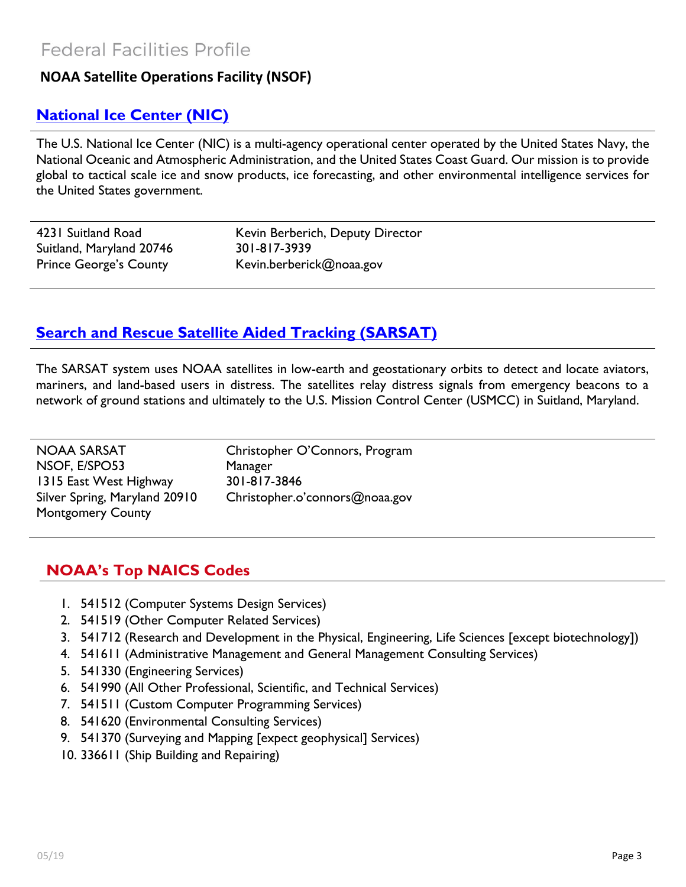# Federal Facilities Profile

## NOAA Satellite Operations Facility (NSOF)

## National Ice Center (NIC)

The U.S. National Ice Center (NIC) is a multi-agency operational center operated by the United States Navy, the National Oceanic and Atmospheric Administration, and the United States Coast Guard. Our mission is to provide global to tactical scale ice and snow products, ice forecasting, and other environmental intelligence services for the United States government.

| | |
|---|---|
| 4231 Suitland Road<br>Suitland, Maryland 20746<br>Prince George's County | Kevin Berberich, Deputy Director<br>301-817-3939<br>Kevin.berberick@noaa.gov |

## Search and Rescue Satellite Aided Tracking (SARSAT)

The SARSAT system uses NOAA satellites in low-earth and geostationary orbits to detect and locate aviators, mariners, and land-based users in distress. The satellites relay distress signals from emergency beacons to a network of ground stations and ultimately to the U.S. Mission Control Center (USMCC) in Suitland, Maryland.

| | |
|---|---|
| NOAA SARSAT<br>NSOF, E/SPO53<br>1315 East West Highway<br>Silver Spring, Maryland 20910<br>Montgomery County | Christopher O'Connors, Program Manager<br>301-817-3846<br>Christopher.o'connors@noaa.gov |

## NOAA's Top NAICS Codes

1. 541512 (Computer Systems Design Services)
2. 541519 (Other Computer Related Services)
3. 541712 (Research and Development in the Physical, Engineering, Life Sciences [except biotechnology])
4. 541611 (Administrative Management and General Management Consulting Services)
5. 541330 (Engineering Services)
6. 541990 (All Other Professional, Scientific, and Technical Services)
7. 541511 (Custom Computer Programming Services)
8. 541620 (Environmental Consulting Services)
9. 541370 (Surveying and Mapping [expect geophysical] Services)
10. 336611 (Ship Building and Repairing)

05/19